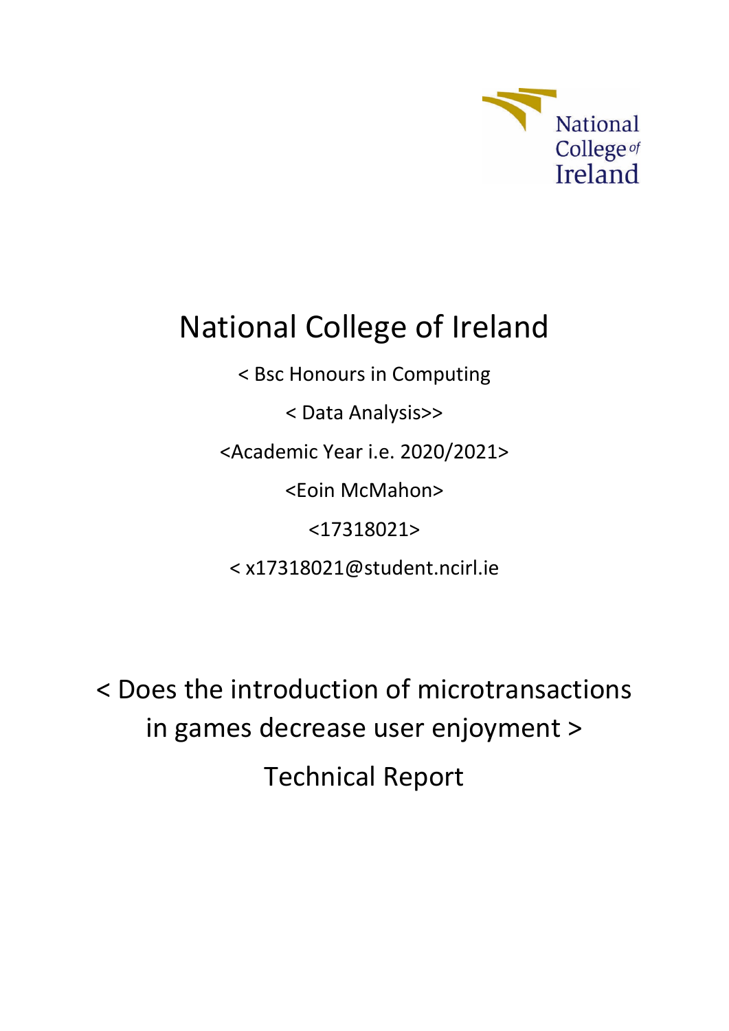National College of Ireland

# National College of Ireland

< Bsc Honours in Computing

< Data Analysis>>

<Academic Year i.e. 2020/2021>

<Eoin McMahon>

<17318021>

< x17318021@student.ncirl.ie

## < Does the introduction of microtransactions in games decrease user enjoyment >

## Technical Report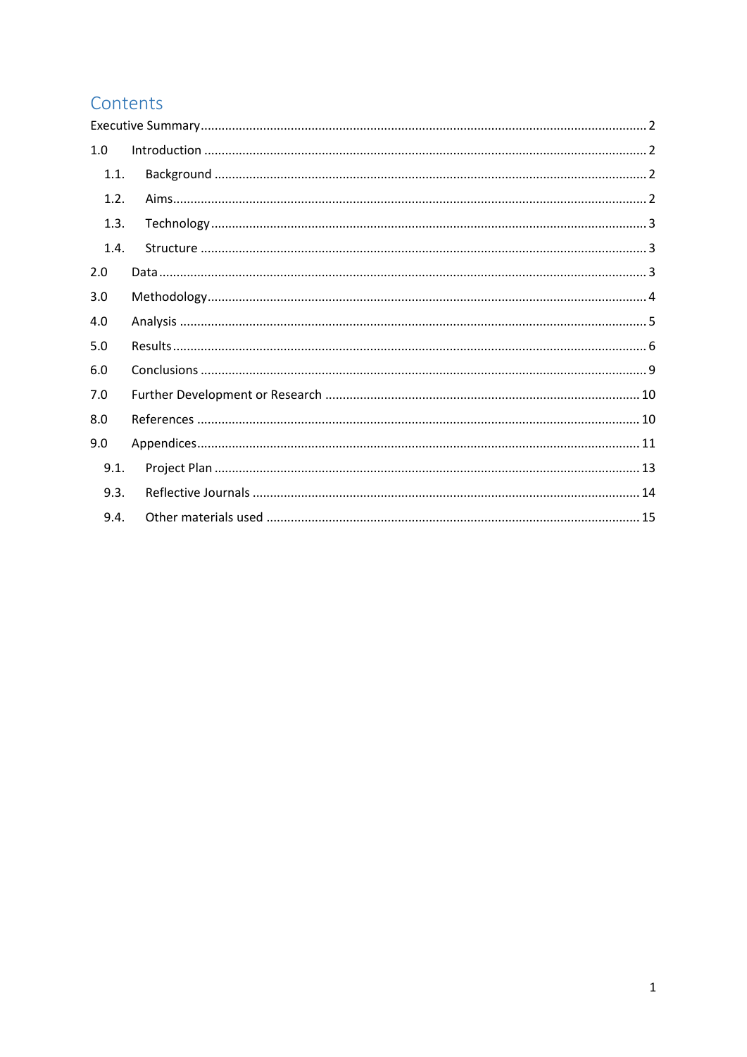# Contents

Executive Summary ........................................................ 2

1.0 Introduction ........................................................ 2

- 1.1. Background ........................................................ 2
- 1.2. Aims ........................................................ 2
- 1.3. Technology ........................................................ 3
- 1.4. Structure ........................................................ 3

2.0 Data ........................................................ 3

3.0 Methodology ........................................................ 4

4.0 Analysis ........................................................ 5

5.0 Results ........................................................ 6

6.0 Conclusions ........................................................ 9

7.0 Further Development or Research ........................................................ 10

8.0 References ........................................................ 10

9.0 Appendices ........................................................ 11

- 9.1. Project Plan ........................................................ 13
- 9.3. Reflective Journals ........................................................ 14
- 9.4. Other materials used ........................................................ 15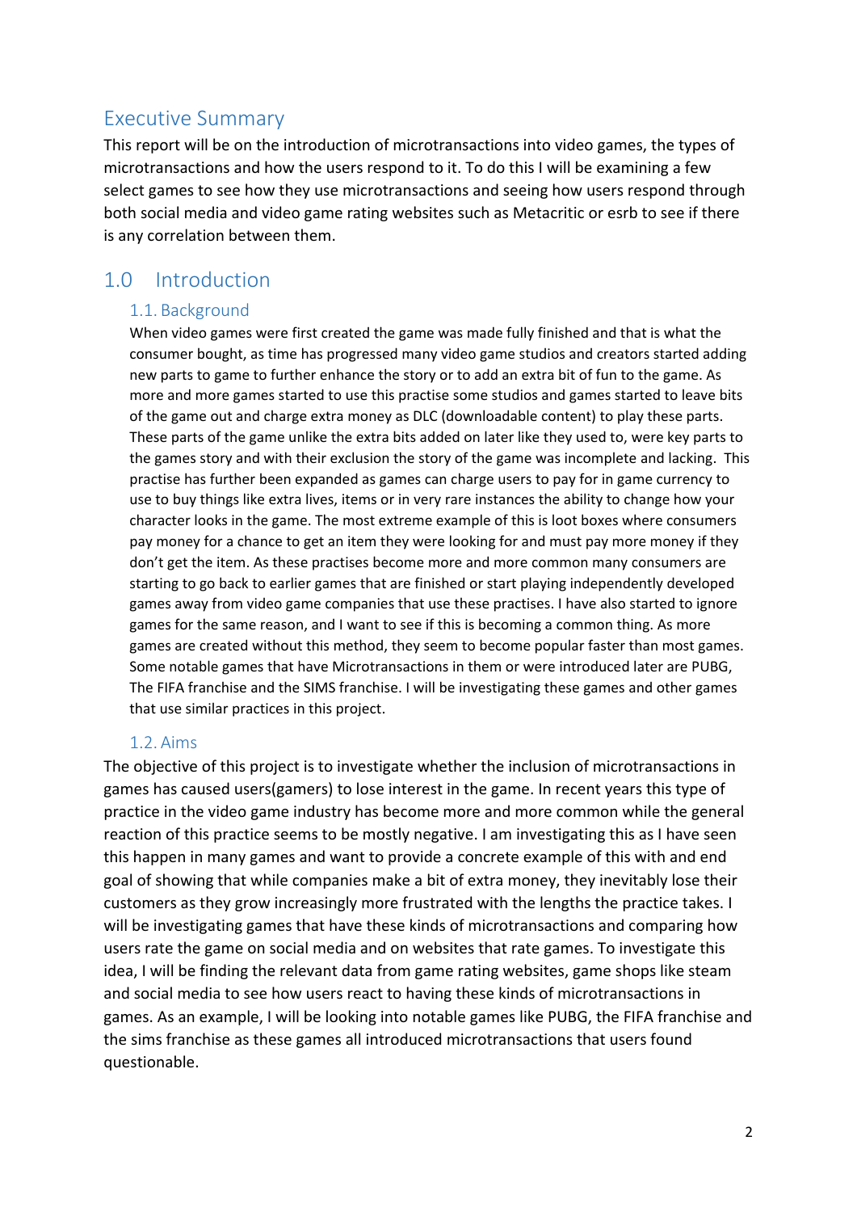# Executive Summary

This report will be on the introduction of microtransactions into video games, the types of microtransactions and how the users respond to it. To do this I will be examining a few select games to see how they use microtransactions and seeing how users respond through both social media and video game rating websites such as Metacritic or esrb to see if there is any correlation between them.

# 1.0 Introduction

## 1.1. Background

When video games were first created the game was made fully finished and that is what the consumer bought, as time has progressed many video game studios and creators started adding new parts to game to further enhance the story or to add an extra bit of fun to the game. As more and more games started to use this practise some studios and games started to leave bits of the game out and charge extra money as DLC (downloadable content) to play these parts. These parts of the game unlike the extra bits added on later like they used to, were key parts to the games story and with their exclusion the story of the game was incomplete and lacking. This practise has further been expanded as games can charge users to pay for in game currency to use to buy things like extra lives, items or in very rare instances the ability to change how your character looks in the game. The most extreme example of this is loot boxes where consumers pay money for a chance to get an item they were looking for and must pay more money if they don't get the item. As these practises become more and more common many consumers are starting to go back to earlier games that are finished or start playing independently developed games away from video game companies that use these practises. I have also started to ignore games for the same reason, and I want to see if this is becoming a common thing. As more games are created without this method, they seem to become popular faster than most games. Some notable games that have Microtransactions in them or were introduced later are PUBG, The FIFA franchise and the SIMS franchise. I will be investigating these games and other games that use similar practices in this project.

## 1.2. Aims

The objective of this project is to investigate whether the inclusion of microtransactions in games has caused users(gamers) to lose interest in the game. In recent years this type of practice in the video game industry has become more and more common while the general reaction of this practice seems to be mostly negative. I am investigating this as I have seen this happen in many games and want to provide a concrete example of this with and end goal of showing that while companies make a bit of extra money, they inevitably lose their customers as they grow increasingly more frustrated with the lengths the practice takes. I will be investigating games that have these kinds of microtransactions and comparing how users rate the game on social media and on websites that rate games. To investigate this idea, I will be finding the relevant data from game rating websites, game shops like steam and social media to see how users react to having these kinds of microtransactions in games. As an example, I will be looking into notable games like PUBG, the FIFA franchise and the sims franchise as these games all introduced microtransactions that users found questionable.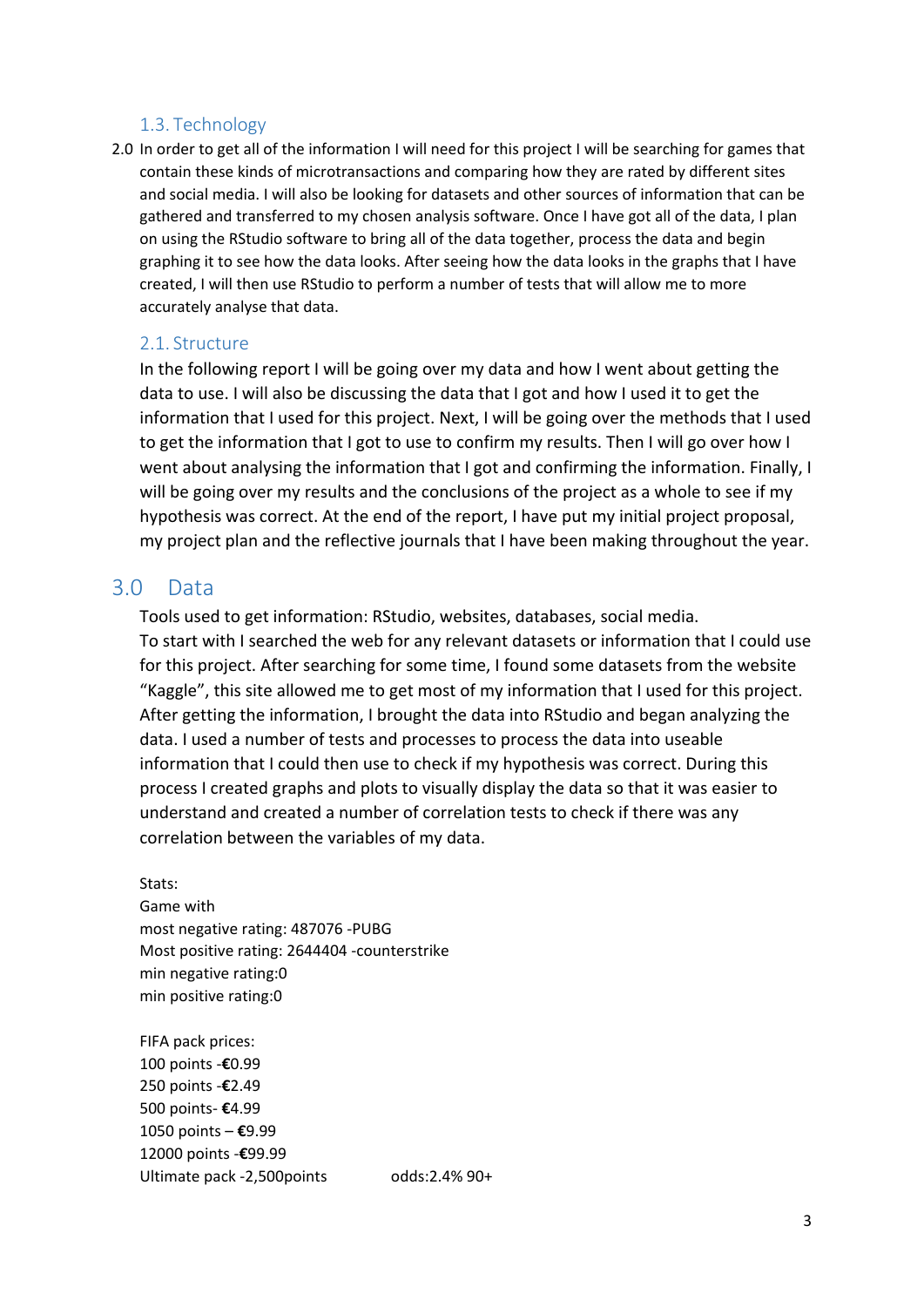### 1.3. Technology

2.0 In order to get all of the information I will need for this project I will be searching for games that contain these kinds of microtransactions and comparing how they are rated by different sites and social media. I will also be looking for datasets and other sources of information that can be gathered and transferred to my chosen analysis software. Once I have got all of the data, I plan on using the RStudio software to bring all of the data together, process the data and begin graphing it to see how the data looks. After seeing how the data looks in the graphs that I have created, I will then use RStudio to perform a number of tests that will allow me to more accurately analyse that data.

### 2.1. Structure

In the following report I will be going over my data and how I went about getting the data to use. I will also be discussing the data that I got and how I used it to get the information that I used for this project. Next, I will be going over the methods that I used to get the information that I got to use to confirm my results. Then I will go over how I went about analysing the information that I got and confirming the information. Finally, I will be going over my results and the conclusions of the project as a whole to see if my hypothesis was correct. At the end of the report, I have put my initial project proposal, my project plan and the reflective journals that I have been making throughout the year.

## 3.0 Data

Tools used to get information: RStudio, websites, databases, social media.
To start with I searched the web for any relevant datasets or information that I could use for this project. After searching for some time, I found some datasets from the website "Kaggle", this site allowed me to get most of my information that I used for this project. After getting the information, I brought the data into RStudio and began analyzing the data. I used a number of tests and processes to process the data into useable information that I could then use to check if my hypothesis was correct. During this process I created graphs and plots to visually display the data so that it was easier to understand and created a number of correlation tests to check if there was any correlation between the variables of my data.

Stats:
Game with
most negative rating: 487076 -PUBG
Most positive rating: 2644404 -counterstrike
min negative rating:0
min positive rating:0

FIFA pack prices:
100 points -**€**0.99
250 points -**€**2.49
500 points- **€**4.99
1050 points – **€**9.99
12000 points -**€**99.99
Ultimate pack -2,500points odds:2.4% 90+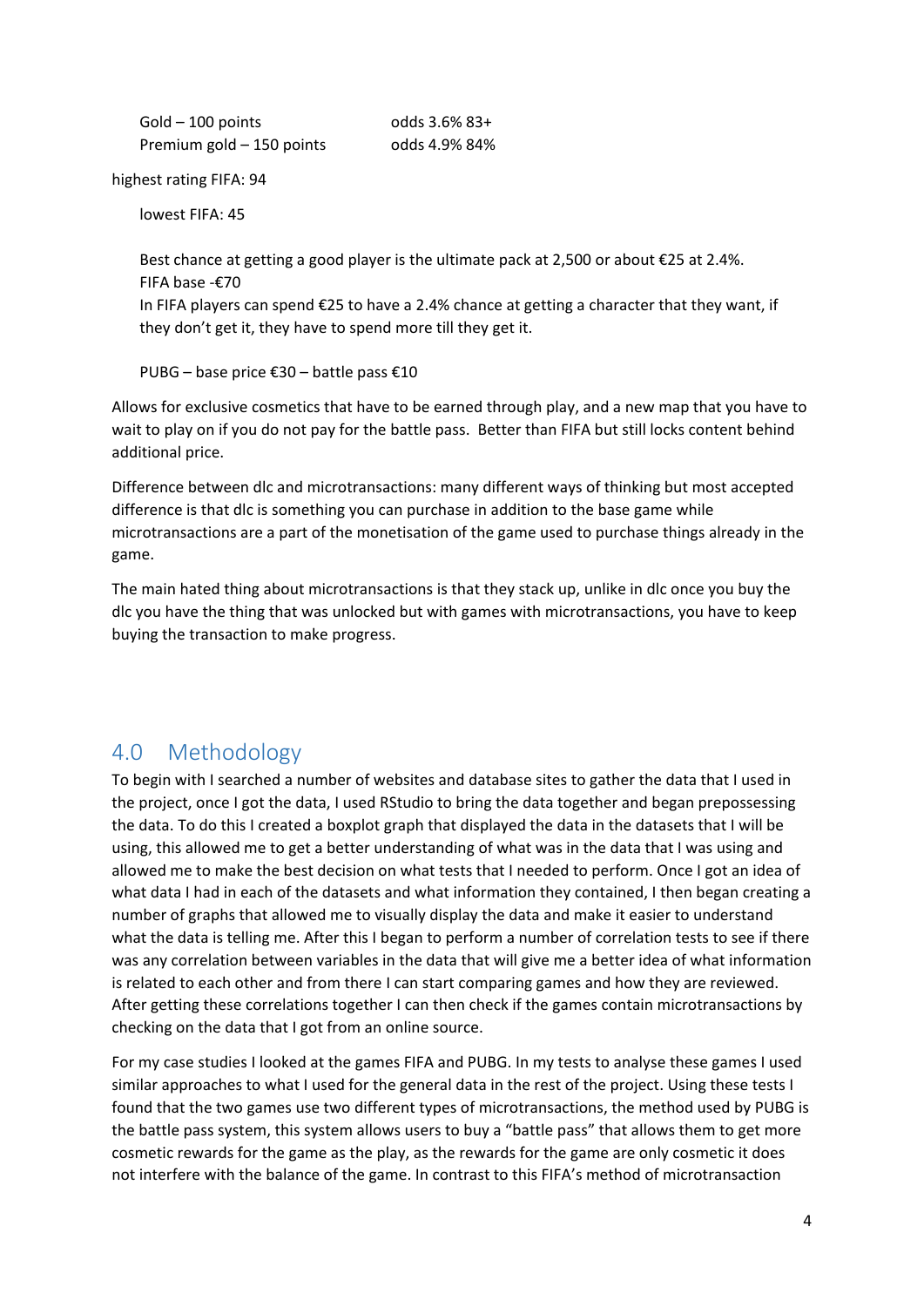Gold – 100 points odds 3.6% 83+
Premium gold – 150 points odds 4.9% 84%

highest rating FIFA: 94

lowest FIFA: 45

Best chance at getting a good player is the ultimate pack at 2,500 or about €25 at 2.4%.
FIFA base -€70
In FIFA players can spend €25 to have a 2.4% chance at getting a character that they want, if they don't get it, they have to spend more till they get it.

PUBG – base price €30 – battle pass €10

Allows for exclusive cosmetics that have to be earned through play, and a new map that you have to wait to play on if you do not pay for the battle pass. Better than FIFA but still locks content behind additional price.

Difference between dlc and microtransactions: many different ways of thinking but most accepted difference is that dlc is something you can purchase in addition to the base game while microtransactions are a part of the monetisation of the game used to purchase things already in the game.

The main hated thing about microtransactions is that they stack up, unlike in dlc once you buy the dlc you have the thing that was unlocked but with games with microtransactions, you have to keep buying the transaction to make progress.

## 4.0 Methodology

To begin with I searched a number of websites and database sites to gather the data that I used in the project, once I got the data, I used RStudio to bring the data together and began prepossessing the data. To do this I created a boxplot graph that displayed the data in the datasets that I will be using, this allowed me to get a better understanding of what was in the data that I was using and allowed me to make the best decision on what tests that I needed to perform. Once I got an idea of what data I had in each of the datasets and what information they contained, I then began creating a number of graphs that allowed me to visually display the data and make it easier to understand what the data is telling me. After this I began to perform a number of correlation tests to see if there was any correlation between variables in the data that will give me a better idea of what information is related to each other and from there I can start comparing games and how they are reviewed. After getting these correlations together I can then check if the games contain microtransactions by checking on the data that I got from an online source.

For my case studies I looked at the games FIFA and PUBG. In my tests to analyse these games I used similar approaches to what I used for the general data in the rest of the project. Using these tests I found that the two games use two different types of microtransactions, the method used by PUBG is the battle pass system, this system allows users to buy a "battle pass" that allows them to get more cosmetic rewards for the game as the play, as the rewards for the game are only cosmetic it does not interfere with the balance of the game. In contrast to this FIFA's method of microtransaction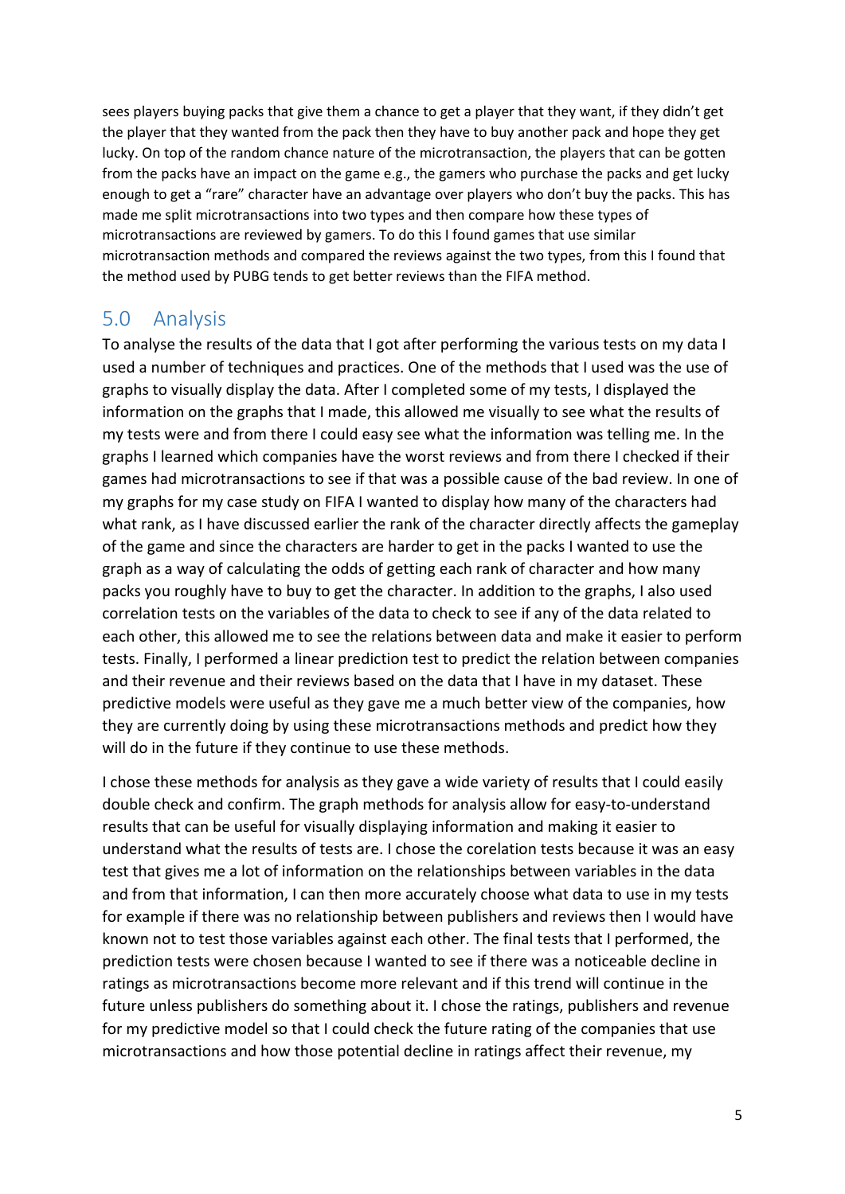sees players buying packs that give them a chance to get a player that they want, if they didn't get the player that they wanted from the pack then they have to buy another pack and hope they get lucky. On top of the random chance nature of the microtransaction, the players that can be gotten from the packs have an impact on the game e.g., the gamers who purchase the packs and get lucky enough to get a "rare" character have an advantage over players who don't buy the packs. This has made me split microtransactions into two types and then compare how these types of microtransactions are reviewed by gamers. To do this I found games that use similar microtransaction methods and compared the reviews against the two types, from this I found that the method used by PUBG tends to get better reviews than the FIFA method.

## 5.0 Analysis

To analyse the results of the data that I got after performing the various tests on my data I used a number of techniques and practices. One of the methods that I used was the use of graphs to visually display the data. After I completed some of my tests, I displayed the information on the graphs that I made, this allowed me visually to see what the results of my tests were and from there I could easy see what the information was telling me. In the graphs I learned which companies have the worst reviews and from there I checked if their games had microtransactions to see if that was a possible cause of the bad review. In one of my graphs for my case study on FIFA I wanted to display how many of the characters had what rank, as I have discussed earlier the rank of the character directly affects the gameplay of the game and since the characters are harder to get in the packs I wanted to use the graph as a way of calculating the odds of getting each rank of character and how many packs you roughly have to buy to get the character. In addition to the graphs, I also used correlation tests on the variables of the data to check to see if any of the data related to each other, this allowed me to see the relations between data and make it easier to perform tests. Finally, I performed a linear prediction test to predict the relation between companies and their revenue and their reviews based on the data that I have in my dataset. These predictive models were useful as they gave me a much better view of the companies, how they are currently doing by using these microtransactions methods and predict how they will do in the future if they continue to use these methods.

I chose these methods for analysis as they gave a wide variety of results that I could easily double check and confirm. The graph methods for analysis allow for easy-to-understand results that can be useful for visually displaying information and making it easier to understand what the results of tests are. I chose the corelation tests because it was an easy test that gives me a lot of information on the relationships between variables in the data and from that information, I can then more accurately choose what data to use in my tests for example if there was no relationship between publishers and reviews then I would have known not to test those variables against each other. The final tests that I performed, the prediction tests were chosen because I wanted to see if there was a noticeable decline in ratings as microtransactions become more relevant and if this trend will continue in the future unless publishers do something about it. I chose the ratings, publishers and revenue for my predictive model so that I could check the future rating of the companies that use microtransactions and how those potential decline in ratings affect their revenue, my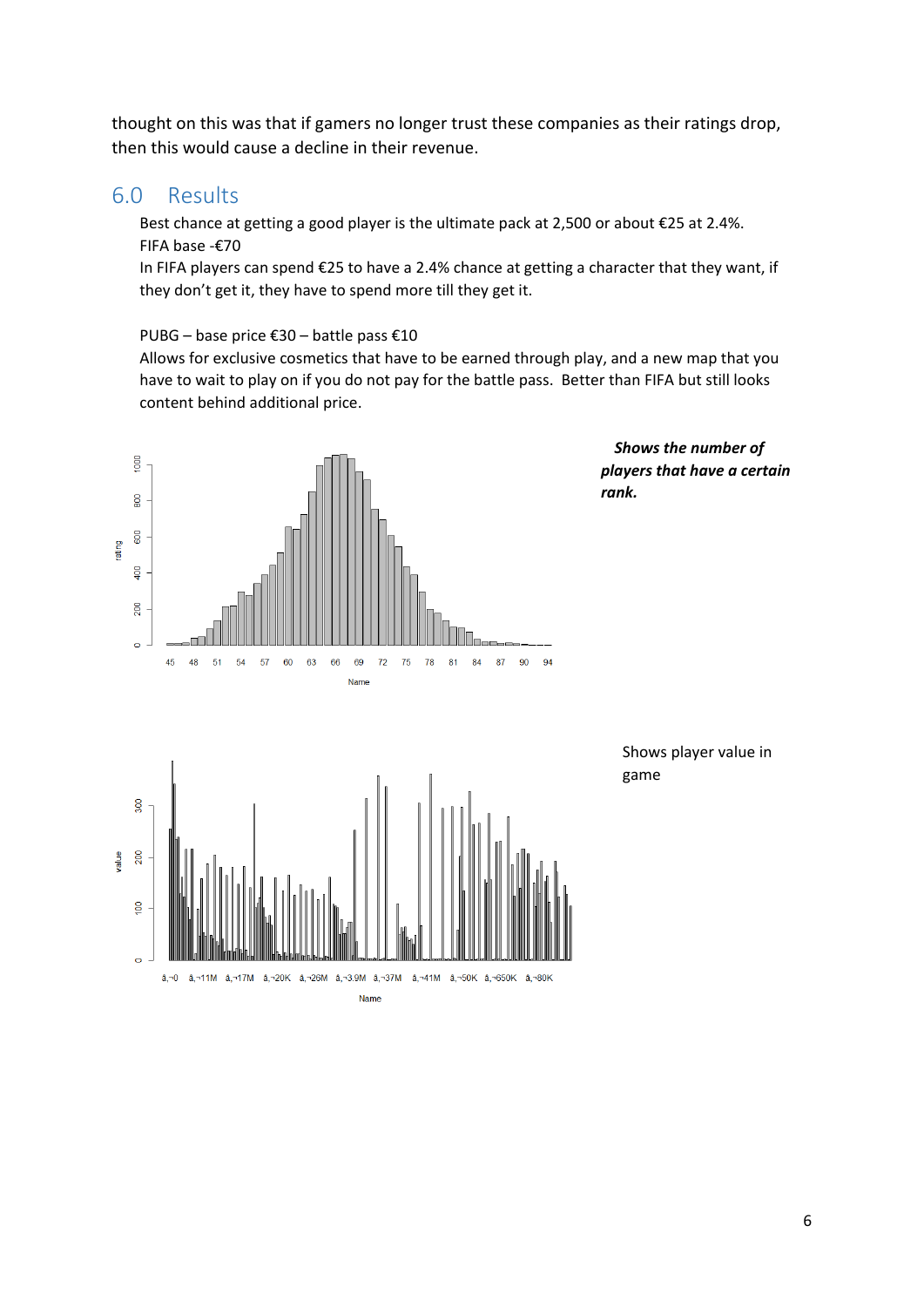thought on this was that if gamers no longer trust these companies as their ratings drop, then this would cause a decline in their revenue.

## 6.0 Results

Best chance at getting a good player is the ultimate pack at 2,500 or about €25 at 2.4%.
FIFA base -€70
In FIFA players can spend €25 to have a 2.4% chance at getting a character that they want, if they don't get it, they have to spend more till they get it.

PUBG – base price €30 – battle pass €10
Allows for exclusive cosmetics that have to be earned through play, and a new map that you have to wait to play on if you do not pay for the battle pass. Better than FIFA but still looks content behind additional price.

***Shows the number of players that have a certain rank.***

Shows player value in game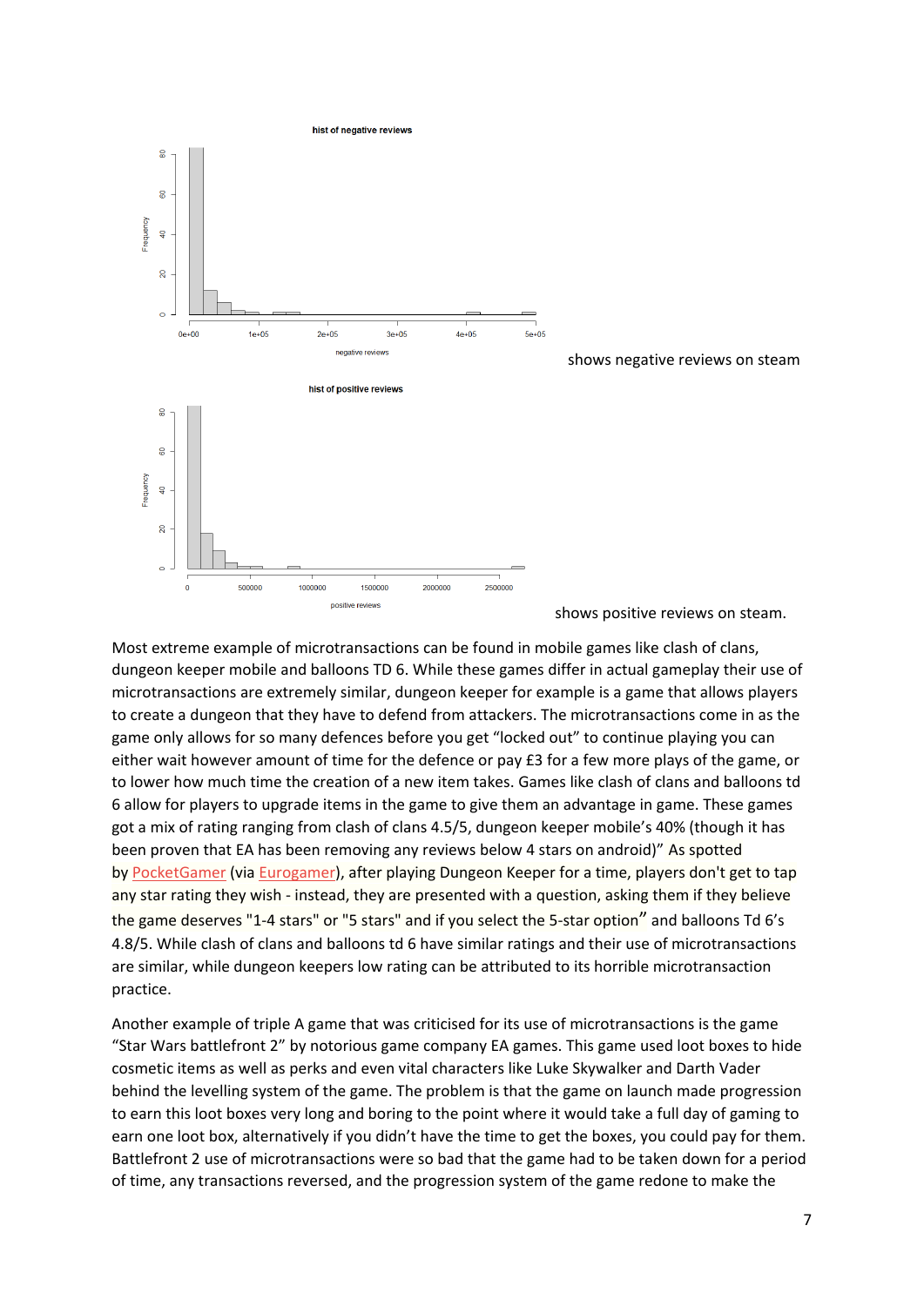shows negative reviews on steam

shows positive reviews on steam.

Most extreme example of microtransactions can be found in mobile games like clash of clans, dungeon keeper mobile and balloons TD 6. While these games differ in actual gameplay their use of microtransactions are extremely similar, dungeon keeper for example is a game that allows players to create a dungeon that they have to defend from attackers. The microtransactions come in as the game only allows for so many defences before you get “locked out” to continue playing you can either wait however amount of time for the defence or pay £3 for a few more plays of the game, or to lower how much time the creation of a new item takes. Games like clash of clans and balloons td 6 allow for players to upgrade items in the game to give them an advantage in game. These games got a mix of rating ranging from clash of clans 4.5/5, dungeon keeper mobile’s 40% (though it has been proven that EA has been removing any reviews below 4 stars on android)” As spotted by PocketGamer (via Eurogamer), after playing Dungeon Keeper for a time, players don't get to tap any star rating they wish - instead, they are presented with a question, asking them if they believe the game deserves "1-4 stars" or "5 stars" and if you select the 5-star option” and balloons Td 6’s 4.8/5. While clash of clans and balloons td 6 have similar ratings and their use of microtransactions are similar, while dungeon keepers low rating can be attributed to its horrible microtransaction practice.

Another example of triple A game that was criticised for its use of microtransactions is the game “Star Wars battlefront 2” by notorious game company EA games. This game used loot boxes to hide cosmetic items as well as perks and even vital characters like Luke Skywalker and Darth Vader behind the levelling system of the game. The problem is that the game on launch made progression to earn this loot boxes very long and boring to the point where it would take a full day of gaming to earn one loot box, alternatively if you didn’t have the time to get the boxes, you could pay for them. Battlefront 2 use of microtransactions were so bad that the game had to be taken down for a period of time, any transactions reversed, and the progression system of the game redone to make the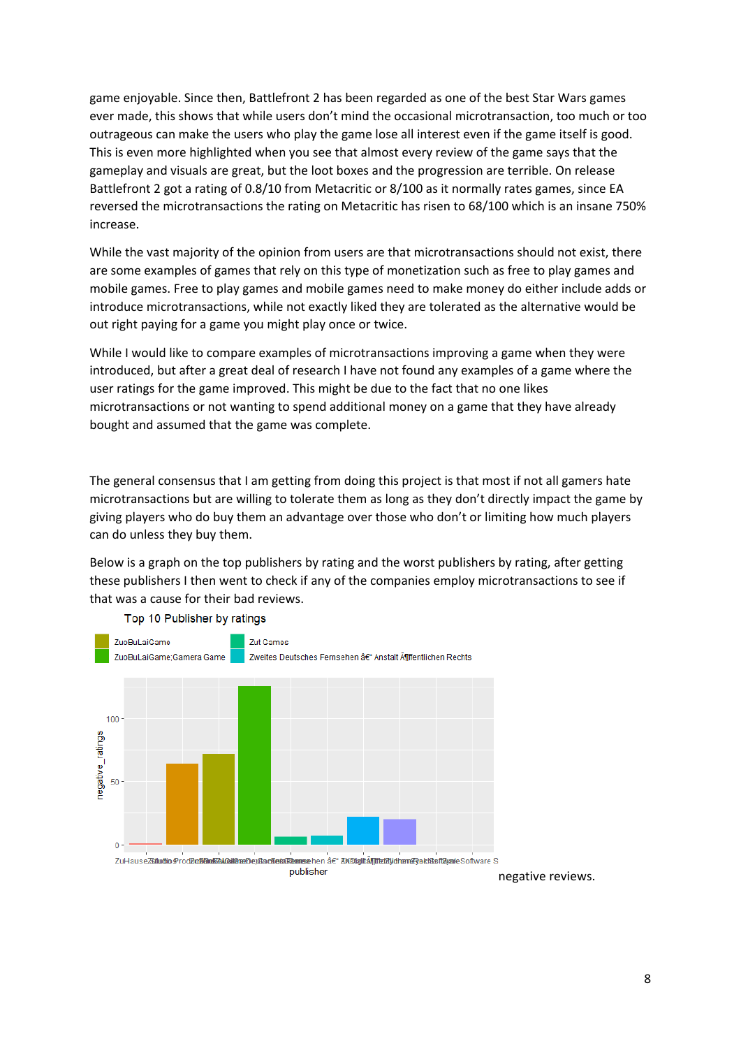game enjoyable. Since then, Battlefront 2 has been regarded as one of the best Star Wars games ever made, this shows that while users don't mind the occasional microtransaction, too much or too outrageous can make the users who play the game lose all interest even if the game itself is good. This is even more highlighted when you see that almost every review of the game says that the gameplay and visuals are great, but the loot boxes and the progression are terrible. On release Battlefront 2 got a rating of 0.8/10 from Metacritic or 8/100 as it normally rates games, since EA reversed the microtransactions the rating on Metacritic has risen to 68/100 which is an insane 750% increase.

While the vast majority of the opinion from users are that microtransactions should not exist, there are some examples of games that rely on this type of monetization such as free to play games and mobile games. Free to play games and mobile games need to make money do either include adds or introduce microtransactions, while not exactly liked they are tolerated as the alternative would be out right paying for a game you might play once or twice.

While I would like to compare examples of microtransactions improving a game when they were introduced, but after a great deal of research I have not found any examples of a game where the user ratings for the game improved. This might be due to the fact that no one likes microtransactions or not wanting to spend additional money on a game that they have already bought and assumed that the game was complete.

The general consensus that I am getting from doing this project is that most if not all gamers hate microtransactions but are willing to tolerate them as long as they don't directly impact the game by giving players who do buy them an advantage over those who don't or limiting how much players can do unless they buy them.

Below is a graph on the top publishers by rating and the worst publishers by rating, after getting these publishers I then went to check if any of the companies employ microtransactions to see if that was a cause for their bad reviews.

Top 10 Publisher by ratings

ZuoBuLaiGame | Zut Games | ZuoBuLaiGame;Gamera Game | Zweites Deutsches Fernsehen â€" Anstalt Ã¶ffentlichen Rechts

negative_ratings

publisher

negative reviews.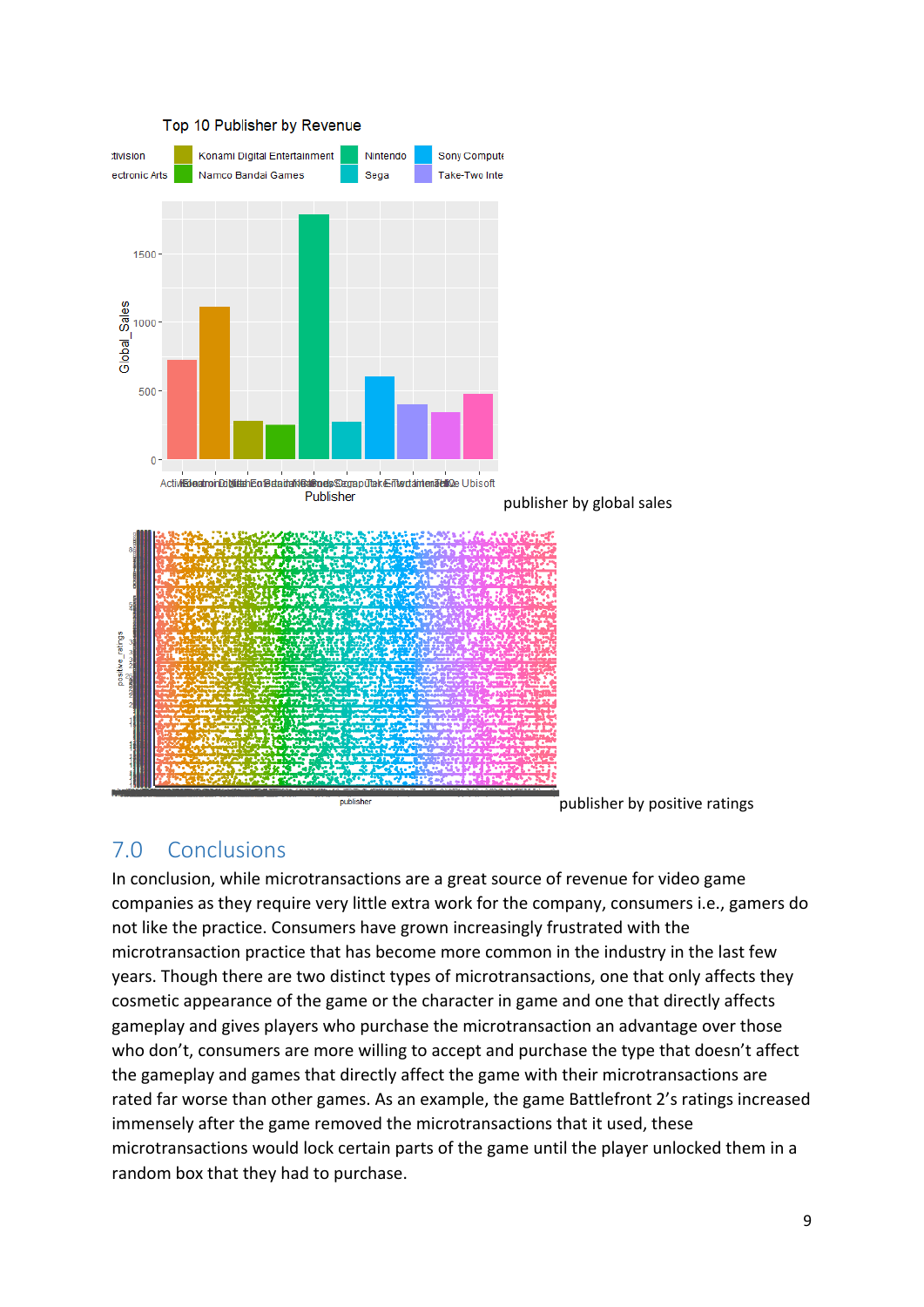publisher by global sales

publisher by positive ratings

## 7.0 Conclusions

In conclusion, while microtransactions are a great source of revenue for video game companies as they require very little extra work for the company, consumers i.e., gamers do not like the practice. Consumers have grown increasingly frustrated with the microtransaction practice that has become more common in the industry in the last few years. Though there are two distinct types of microtransactions, one that only affects they cosmetic appearance of the game or the character in game and one that directly affects gameplay and gives players who purchase the microtransaction an advantage over those who don't, consumers are more willing to accept and purchase the type that doesn't affect the gameplay and games that directly affect the game with their microtransactions are rated far worse than other games. As an example, the game Battlefront 2's ratings increased immensely after the game removed the microtransactions that it used, these microtransactions would lock certain parts of the game until the player unlocked them in a random box that they had to purchase.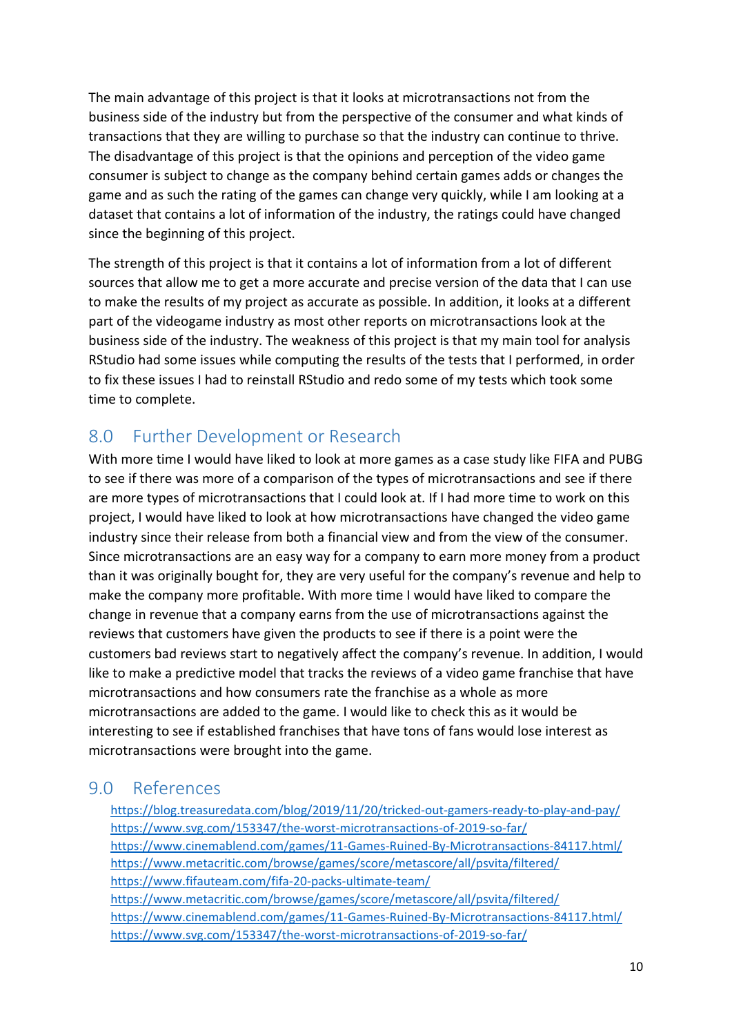The main advantage of this project is that it looks at microtransactions not from the business side of the industry but from the perspective of the consumer and what kinds of transactions that they are willing to purchase so that the industry can continue to thrive. The disadvantage of this project is that the opinions and perception of the video game consumer is subject to change as the company behind certain games adds or changes the game and as such the rating of the games can change very quickly, while I am looking at a dataset that contains a lot of information of the industry, the ratings could have changed since the beginning of this project.

The strength of this project is that it contains a lot of information from a lot of different sources that allow me to get a more accurate and precise version of the data that I can use to make the results of my project as accurate as possible. In addition, it looks at a different part of the videogame industry as most other reports on microtransactions look at the business side of the industry. The weakness of this project is that my main tool for analysis RStudio had some issues while computing the results of the tests that I performed, in order to fix these issues I had to reinstall RStudio and redo some of my tests which took some time to complete.

## 8.0 Further Development or Research

With more time I would have liked to look at more games as a case study like FIFA and PUBG to see if there was more of a comparison of the types of microtransactions and see if there are more types of microtransactions that I could look at. If I had more time to work on this project, I would have liked to look at how microtransactions have changed the video game industry since their release from both a financial view and from the view of the consumer. Since microtransactions are an easy way for a company to earn more money from a product than it was originally bought for, they are very useful for the company's revenue and help to make the company more profitable. With more time I would have liked to compare the change in revenue that a company earns from the use of microtransactions against the reviews that customers have given the products to see if there is a point were the customers bad reviews start to negatively affect the company's revenue. In addition, I would like to make a predictive model that tracks the reviews of a video game franchise that have microtransactions and how consumers rate the franchise as a whole as more microtransactions are added to the game. I would like to check this as it would be interesting to see if established franchises that have tons of fans would lose interest as microtransactions were brought into the game.

## 9.0 References

https://blog.treasuredata.com/blog/2019/11/20/tricked-out-gamers-ready-to-play-and-pay/
https://www.svg.com/153347/the-worst-microtransactions-of-2019-so-far/
https://www.cinemablend.com/games/11-Games-Ruined-By-Microtransactions-84117.html/
https://www.metacritic.com/browse/games/score/metascore/all/psvita/filtered/
https://www.fifauteam.com/fifa-20-packs-ultimate-team/
https://www.metacritic.com/browse/games/score/metascore/all/psvita/filtered/
https://www.cinemablend.com/games/11-Games-Ruined-By-Microtransactions-84117.html/
https://www.svg.com/153347/the-worst-microtransactions-of-2019-so-far/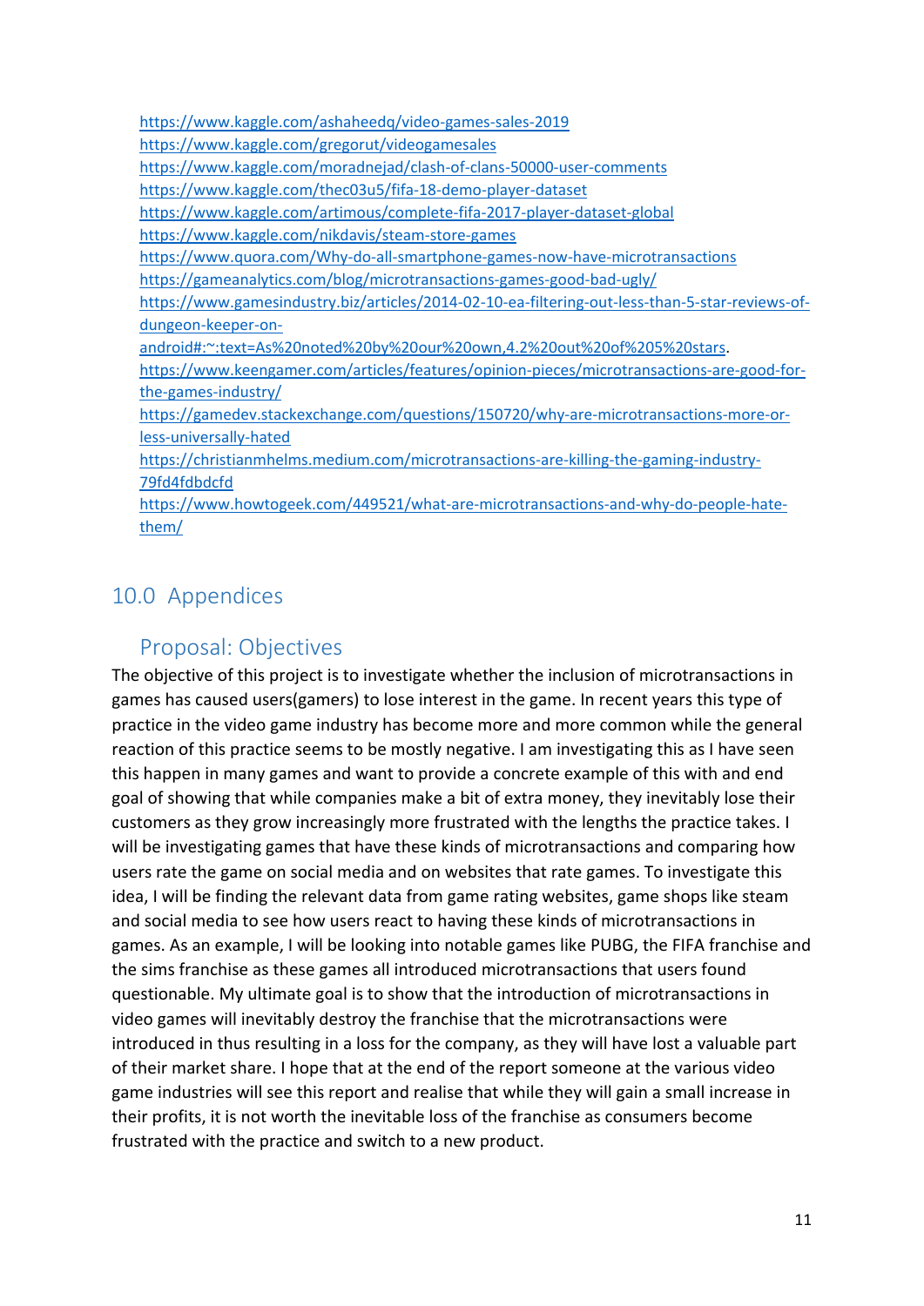https://www.kaggle.com/ashaheedq/video-games-sales-2019
https://www.kaggle.com/gregorut/videogamesales
https://www.kaggle.com/moradnejad/clash-of-clans-50000-user-comments
https://www.kaggle.com/thec03u5/fifa-18-demo-player-dataset
https://www.kaggle.com/artimous/complete-fifa-2017-player-dataset-global
https://www.kaggle.com/nikdavis/steam-store-games
https://www.quora.com/Why-do-all-smartphone-games-now-have-microtransactions
https://gameanalytics.com/blog/microtransactions-games-good-bad-ugly/
https://www.gamesindustry.biz/articles/2014-02-10-ea-filtering-out-less-than-5-star-reviews-of-dungeon-keeper-on-android#:~:text=As%20noted%20by%20our%20own,4.2%20out%20of%205%20stars.
https://www.keengamer.com/articles/features/opinion-pieces/microtransactions-are-good-for-the-games-industry/
https://gamedev.stackexchange.com/questions/150720/why-are-microtransactions-more-or-less-universally-hated
https://christianmhelms.medium.com/microtransactions-are-killing-the-gaming-industry-79fd4fdbdcfd
https://www.howtogeek.com/449521/what-are-microtransactions-and-why-do-people-hate-them/

## 10.0 Appendices

### Proposal: Objectives

The objective of this project is to investigate whether the inclusion of microtransactions in games has caused users(gamers) to lose interest in the game. In recent years this type of practice in the video game industry has become more and more common while the general reaction of this practice seems to be mostly negative. I am investigating this as I have seen this happen in many games and want to provide a concrete example of this with and end goal of showing that while companies make a bit of extra money, they inevitably lose their customers as they grow increasingly more frustrated with the lengths the practice takes. I will be investigating games that have these kinds of microtransactions and comparing how users rate the game on social media and on websites that rate games. To investigate this idea, I will be finding the relevant data from game rating websites, game shops like steam and social media to see how users react to having these kinds of microtransactions in games. As an example, I will be looking into notable games like PUBG, the FIFA franchise and the sims franchise as these games all introduced microtransactions that users found questionable. My ultimate goal is to show that the introduction of microtransactions in video games will inevitably destroy the franchise that the microtransactions were introduced in thus resulting in a loss for the company, as they will have lost a valuable part of their market share. I hope that at the end of the report someone at the various video game industries will see this report and realise that while they will gain a small increase in their profits, it is not worth the inevitable loss of the franchise as consumers become frustrated with the practice and switch to a new product.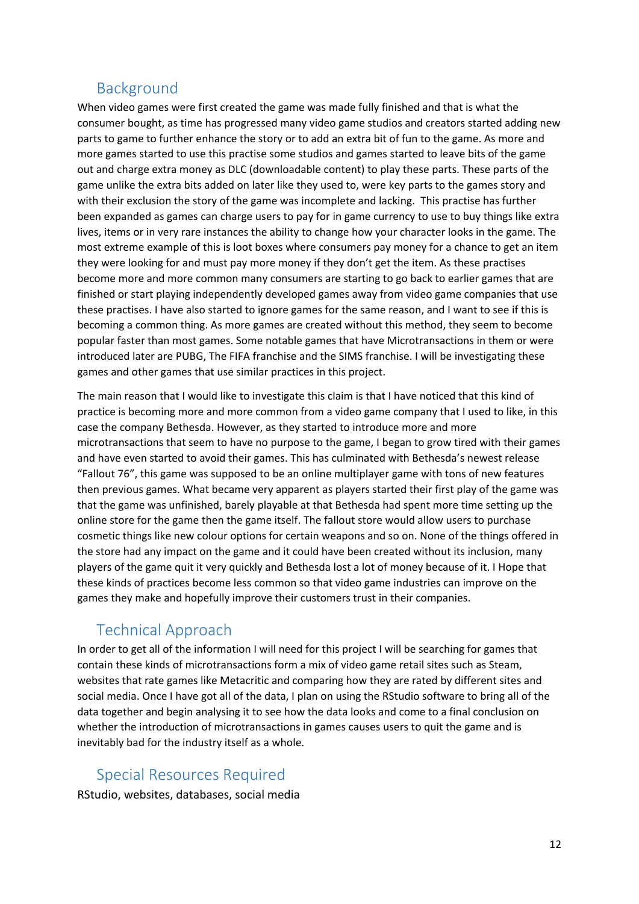## Background

When video games were first created the game was made fully finished and that is what the consumer bought, as time has progressed many video game studios and creators started adding new parts to game to further enhance the story or to add an extra bit of fun to the game. As more and more games started to use this practise some studios and games started to leave bits of the game out and charge extra money as DLC (downloadable content) to play these parts. These parts of the game unlike the extra bits added on later like they used to, were key parts to the games story and with their exclusion the story of the game was incomplete and lacking. This practise has further been expanded as games can charge users to pay for in game currency to use to buy things like extra lives, items or in very rare instances the ability to change how your character looks in the game. The most extreme example of this is loot boxes where consumers pay money for a chance to get an item they were looking for and must pay more money if they don't get the item. As these practises become more and more common many consumers are starting to go back to earlier games that are finished or start playing independently developed games away from video game companies that use these practises. I have also started to ignore games for the same reason, and I want to see if this is becoming a common thing. As more games are created without this method, they seem to become popular faster than most games. Some notable games that have Microtransactions in them or were introduced later are PUBG, The FIFA franchise and the SIMS franchise. I will be investigating these games and other games that use similar practices in this project.

The main reason that I would like to investigate this claim is that I have noticed that this kind of practice is becoming more and more common from a video game company that I used to like, in this case the company Bethesda. However, as they started to introduce more and more microtransactions that seem to have no purpose to the game, I began to grow tired with their games and have even started to avoid their games. This has culminated with Bethesda's newest release "Fallout 76", this game was supposed to be an online multiplayer game with tons of new features then previous games. What became very apparent as players started their first play of the game was that the game was unfinished, barely playable at that Bethesda had spent more time setting up the online store for the game then the game itself. The fallout store would allow users to purchase cosmetic things like new colour options for certain weapons and so on. None of the things offered in the store had any impact on the game and it could have been created without its inclusion, many players of the game quit it very quickly and Bethesda lost a lot of money because of it. I Hope that these kinds of practices become less common so that video game industries can improve on the games they make and hopefully improve their customers trust in their companies.

## Technical Approach

In order to get all of the information I will need for this project I will be searching for games that contain these kinds of microtransactions form a mix of video game retail sites such as Steam, websites that rate games like Metacritic and comparing how they are rated by different sites and social media. Once I have got all of the data, I plan on using the RStudio software to bring all of the data together and begin analysing it to see how the data looks and come to a final conclusion on whether the introduction of microtransactions in games causes users to quit the game and is inevitably bad for the industry itself as a whole.

## Special Resources Required

RStudio, websites, databases, social media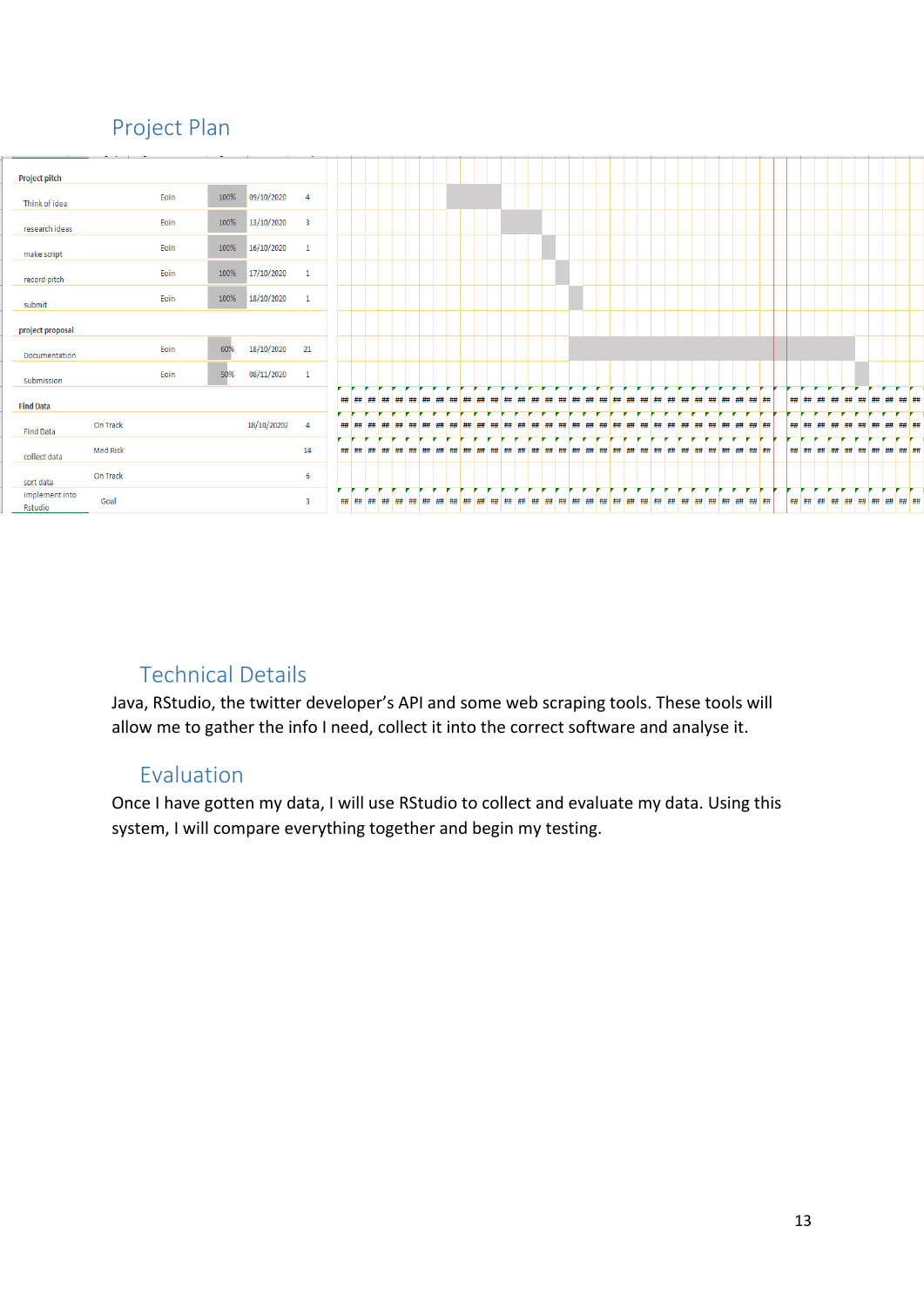## Project Plan

| Task | Status | Assigned | Progress | Start | Days |
|---|---|---|---|---|---|
| **Project pitch** | | | | | |
| Think of idea | | Eoin | 100% | 09/10/2020 | 4 |
| research ideas | | Eoin | 100% | 13/10/2020 | 3 |
| make script | | Eoin | 100% | 16/10/2020 | 1 |
| record pitch | | Eoin | 100% | 17/10/2020 | 1 |
| submit | | Eoin | 100% | 18/10/2020 | 1 |
| **project proposal** | | | | | |
| Documentation | | Eoin | 60% | 18/10/2020 | 21 |
| Submission | | Eoin | 50% | 08/11/2020 | 1 |
| **Find Data** | | | | | |
| Find Data | On Track | | | 18/10/2020 | 4 |
| collect data | Med Risk | | | | 14 |
| sort data | On Track | | | | 6 |
| implement into Rstudio | Goal | | | | 3 |

### Technical Details

Java, RStudio, the twitter developer's API and some web scraping tools. These tools will allow me to gather the info I need, collect it into the correct software and analyse it.

### Evaluation

Once I have gotten my data, I will use RStudio to collect and evaluate my data. Using this system, I will compare everything together and begin my testing.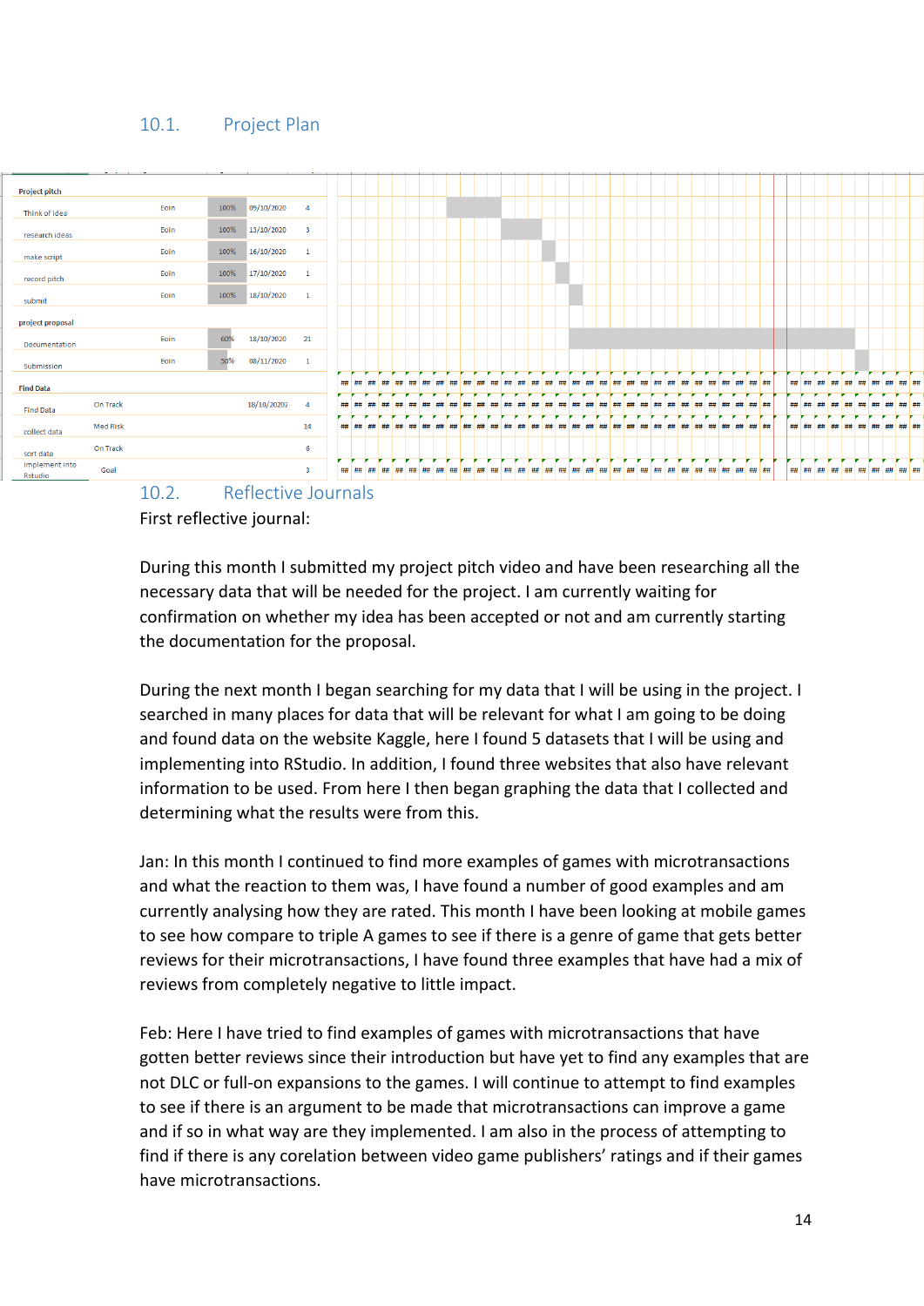## 10.1. Project Plan

| Task | Assigned | Progress | Start | Days |
|---|---|---|---|---|
| **Project pitch** | | | | |
| Think of idea | Eoin | 100% | 05/10/2020 | 4 |
| research ideas | Eoin | 100% | 13/10/2020 | 3 |
| make script | Eoin | 100% | 16/10/2020 | 1 |
| record pitch | Eoin | 100% | 17/10/2020 | 1 |
| submit | Eoin | 100% | 18/10/2020 | 1 |
| **project proposal** | | | | |
| Documentation | Eoin | 60% | 18/10/2020 | 21 |
| Submission | Eoin | 50% | 08/11/2020 | 1 |
| **Find Data** | | | | |
| Find Data | On Track | | 18/10/2020 | 4 |
| collect data | Med Risk | | | 14 |
| sort data | On Track | | | 6 |
| implement into Rstudio | Goal | | | 3 |

## 10.2. Reflective Journals

First reflective journal:

During this month I submitted my project pitch video and have been researching all the necessary data that will be needed for the project. I am currently waiting for confirmation on whether my idea has been accepted or not and am currently starting the documentation for the proposal.

During the next month I began searching for my data that I will be using in the project. I searched in many places for data that will be relevant for what I am going to be doing and found data on the website Kaggle, here I found 5 datasets that I will be using and implementing into RStudio. In addition, I found three websites that also have relevant information to be used. From here I then began graphing the data that I collected and determining what the results were from this.

Jan: In this month I continued to find more examples of games with microtransactions and what the reaction to them was, I have found a number of good examples and am currently analysing how they are rated. This month I have been looking at mobile games to see how compare to triple A games to see if there is a genre of game that gets better reviews for their microtransactions, I have found three examples that have had a mix of reviews from completely negative to little impact.

Feb: Here I have tried to find examples of games with microtransactions that have gotten better reviews since their introduction but have yet to find any examples that are not DLC or full-on expansions to the games. I will continue to attempt to find examples to see if there is an argument to be made that microtransactions can improve a game and if so in what way are they implemented. I am also in the process of attempting to find if there is any corelation between video game publishers' ratings and if their games have microtransactions.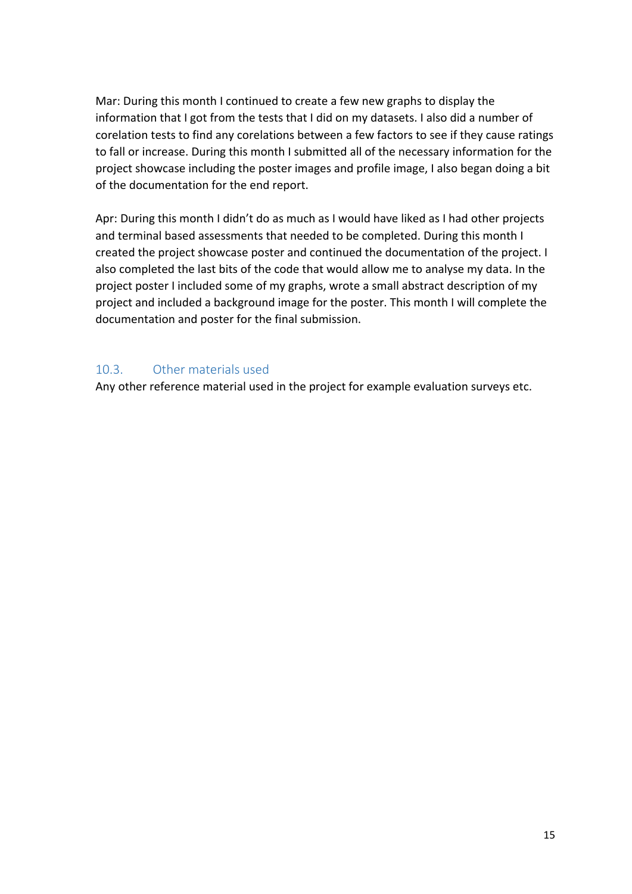Mar: During this month I continued to create a few new graphs to display the information that I got from the tests that I did on my datasets. I also did a number of corelation tests to find any corelations between a few factors to see if they cause ratings to fall or increase. During this month I submitted all of the necessary information for the project showcase including the poster images and profile image, I also began doing a bit of the documentation for the end report.

Apr: During this month I didn't do as much as I would have liked as I had other projects and terminal based assessments that needed to be completed. During this month I created the project showcase poster and continued the documentation of the project. I also completed the last bits of the code that would allow me to analyse my data. In the project poster I included some of my graphs, wrote a small abstract description of my project and included a background image for the poster. This month I will complete the documentation and poster for the final submission.

### 10.3. Other materials used

Any other reference material used in the project for example evaluation surveys etc.